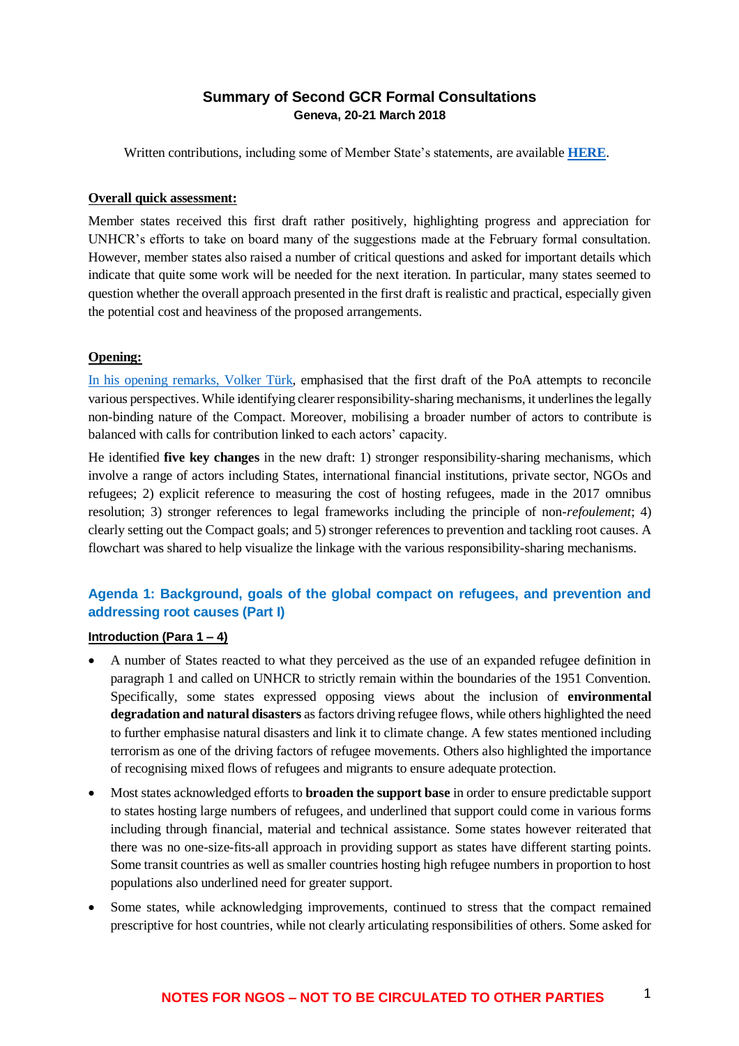# Summary of Second GCR Formal Consultations

**Geneva, 20-21 March 2018**

Written contributions, including some of Member State's statements, are available **HERE**.

**Overall quick assessment:**

Member states received this first draft rather positively, highlighting progress and appreciation for UNHCR's efforts to take on board many of the suggestions made at the February formal consultation. However, member states also raised a number of critical questions and asked for important details which indicate that quite some work will be needed for the next iteration. In particular, many states seemed to question whether the overall approach presented in the first draft is realistic and practical, especially given the potential cost and heaviness of the proposed arrangements.

**Opening:**

In his opening remarks, Volker Türk, emphasised that the first draft of the PoA attempts to reconcile various perspectives. While identifying clearer responsibility-sharing mechanisms, it underlines the legally non-binding nature of the Compact. Moreover, mobilising a broader number of actors to contribute is balanced with calls for contribution linked to each actors' capacity.

He identified **five key changes** in the new draft: 1) stronger responsibility-sharing mechanisms, which involve a range of actors including States, international financial institutions, private sector, NGOs and refugees; 2) explicit reference to measuring the cost of hosting refugees, made in the 2017 omnibus resolution; 3) stronger references to legal frameworks including the principle of non-*refoulement*; 4) clearly setting out the Compact goals; and 5) stronger references to prevention and tackling root causes. A flowchart was shared to help visualize the linkage with the various responsibility-sharing mechanisms.

## Agenda 1: Background, goals of the global compact on refugees, and prevention and addressing root causes (Part I)

**Introduction (Para 1 – 4)**

- A number of States reacted to what they perceived as the use of an expanded refugee definition in paragraph 1 and called on UNHCR to strictly remain within the boundaries of the 1951 Convention. Specifically, some states expressed opposing views about the inclusion of **environmental degradation and natural disasters** as factors driving refugee flows, while others highlighted the need to further emphasise natural disasters and link it to climate change. A few states mentioned including terrorism as one of the driving factors of refugee movements. Others also highlighted the importance of recognising mixed flows of refugees and migrants to ensure adequate protection.
- Most states acknowledged efforts to **broaden the support base** in order to ensure predictable support to states hosting large numbers of refugees, and underlined that support could come in various forms including through financial, material and technical assistance. Some states however reiterated that there was no one-size-fits-all approach in providing support as states have different starting points. Some transit countries as well as smaller countries hosting high refugee numbers in proportion to host populations also underlined need for greater support.
- Some states, while acknowledging improvements, continued to stress that the compact remained prescriptive for host countries, while not clearly articulating responsibilities of others. Some asked for

NOTES FOR NGOS – NOT TO BE CIRCULATED TO OTHER PARTIES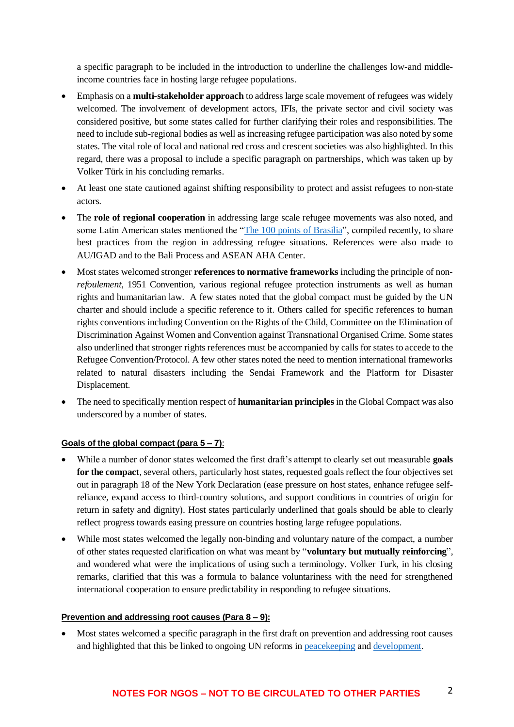a specific paragraph to be included in the introduction to underline the challenges low-and middle-income countries face in hosting large refugee populations.

- Emphasis on a **multi-stakeholder approach** to address large scale movement of refugees was widely welcomed. The involvement of development actors, IFIs, the private sector and civil society was considered positive, but some states called for further clarifying their roles and responsibilities. The need to include sub-regional bodies as well as increasing refugee participation was also noted by some states. The vital role of local and national red cross and crescent societies was also highlighted. In this regard, there was a proposal to include a specific paragraph on partnerships, which was taken up by Volker Türk in his concluding remarks.
- At least one state cautioned against shifting responsibility to protect and assist refugees to non-state actors.
- The **role of regional cooperation** in addressing large scale refugee movements was also noted, and some Latin American states mentioned the "The 100 points of Brasilia", compiled recently, to share best practices from the region in addressing refugee situations. References were also made to AU/IGAD and to the Bali Process and ASEAN AHA Center.
- Most states welcomed stronger **references to normative frameworks** including the principle of non-*refoulement,* 1951 Convention, various regional refugee protection instruments as well as human rights and humanitarian law. A few states noted that the global compact must be guided by the UN charter and should include a specific reference to it. Others called for specific references to human rights conventions including Convention on the Rights of the Child, Committee on the Elimination of Discrimination Against Women and Convention against Transnational Organised Crime. Some states also underlined that stronger rights references must be accompanied by calls for states to accede to the Refugee Convention/Protocol. A few other states noted the need to mention international frameworks related to natural disasters including the Sendai Framework and the Platform for Disaster Displacement.
- The need to specifically mention respect of **humanitarian principles** in the Global Compact was also underscored by a number of states.

**Goals of the global compact (para 5 – 7):**

- While a number of donor states welcomed the first draft's attempt to clearly set out measurable **goals for the compact**, several others, particularly host states, requested goals reflect the four objectives set out in paragraph 18 of the New York Declaration (ease pressure on host states, enhance refugee self-reliance, expand access to third-country solutions, and support conditions in countries of origin for return in safety and dignity). Host states particularly underlined that goals should be able to clearly reflect progress towards easing pressure on countries hosting large refugee populations.
- While most states welcomed the legally non-binding and voluntary nature of the compact, a number of other states requested clarification on what was meant by "**voluntary but mutually reinforcing**", and wondered what were the implications of using such a terminology. Volker Turk, in his closing remarks, clarified that this was a formula to balance voluntariness with the need for strengthened international cooperation to ensure predictability in responding to refugee situations.

**Prevention and addressing root causes (Para 8 – 9):**

- Most states welcomed a specific paragraph in the first draft on prevention and addressing root causes and highlighted that this be linked to ongoing UN reforms in peacekeeping and development.

NOTES FOR NGOS – NOT TO BE CIRCULATED TO OTHER PARTIES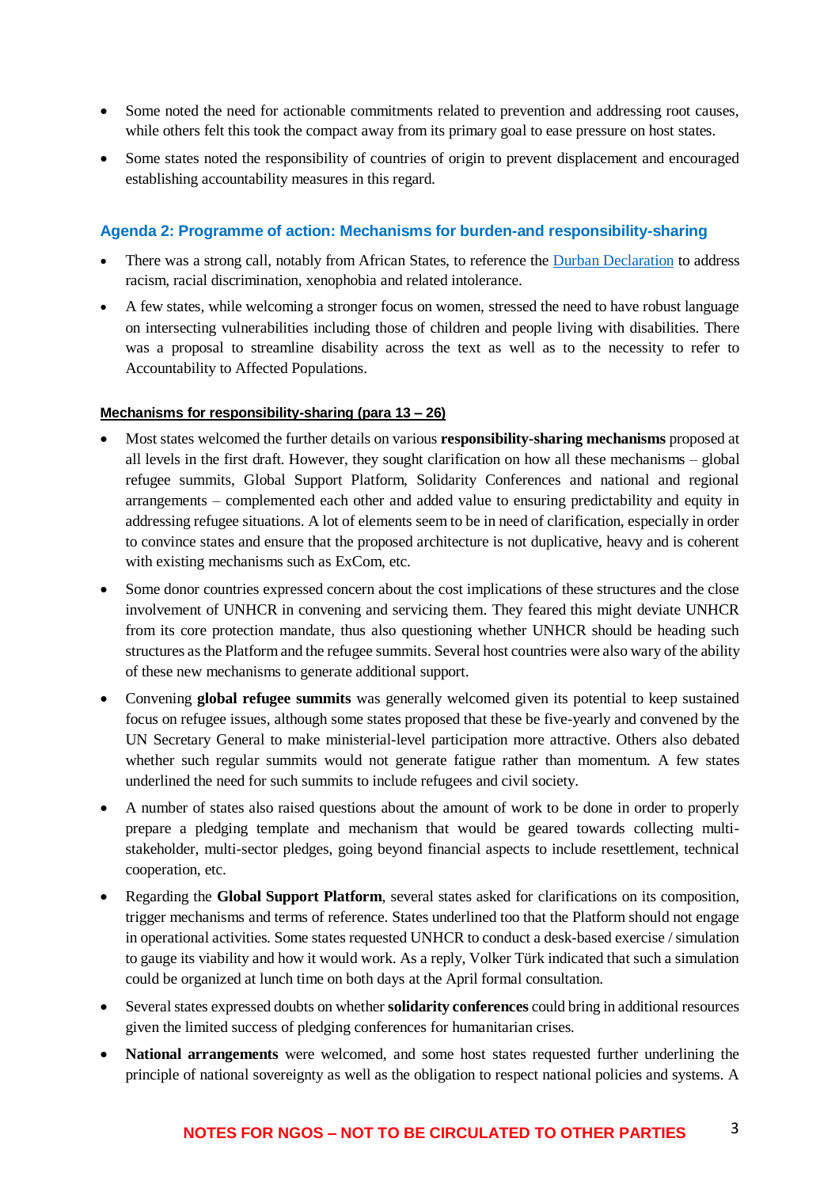- Some noted the need for actionable commitments related to prevention and addressing root causes, while others felt this took the compact away from its primary goal to ease pressure on host states.
- Some states noted the responsibility of countries of origin to prevent displacement and encouraged establishing accountability measures in this regard.

## Agenda 2: Programme of action: Mechanisms for burden-and responsibility-sharing

- There was a strong call, notably from African States, to reference the [Durban Declaration]() to address racism, racial discrimination, xenophobia and related intolerance.
- A few states, while welcoming a stronger focus on women, stressed the need to have robust language on intersecting vulnerabilities including those of children and people living with disabilities. There was a proposal to streamline disability across the text as well as to the necessity to refer to Accountability to Affected Populations.

### Mechanisms for responsibility-sharing (para 13 – 26)

- Most states welcomed the further details on various **responsibility-sharing mechanisms** proposed at all levels in the first draft. However, they sought clarification on how all these mechanisms – global refugee summits, Global Support Platform, Solidarity Conferences and national and regional arrangements – complemented each other and added value to ensuring predictability and equity in addressing refugee situations. A lot of elements seem to be in need of clarification, especially in order to convince states and ensure that the proposed architecture is not duplicative, heavy and is coherent with existing mechanisms such as ExCom, etc.
- Some donor countries expressed concern about the cost implications of these structures and the close involvement of UNHCR in convening and servicing them. They feared this might deviate UNHCR from its core protection mandate, thus also questioning whether UNHCR should be heading such structures as the Platform and the refugee summits. Several host countries were also wary of the ability of these new mechanisms to generate additional support.
- Convening **global refugee summits** was generally welcomed given its potential to keep sustained focus on refugee issues, although some states proposed that these be five-yearly and convened by the UN Secretary General to make ministerial-level participation more attractive. Others also debated whether such regular summits would not generate fatigue rather than momentum. A few states underlined the need for such summits to include refugees and civil society.
- A number of states also raised questions about the amount of work to be done in order to properly prepare a pledging template and mechanism that would be geared towards collecting multi-stakeholder, multi-sector pledges, going beyond financial aspects to include resettlement, technical cooperation, etc.
- Regarding the **Global Support Platform**, several states asked for clarifications on its composition, trigger mechanisms and terms of reference. States underlined too that the Platform should not engage in operational activities. Some states requested UNHCR to conduct a desk-based exercise / simulation to gauge its viability and how it would work. As a reply, Volker Türk indicated that such a simulation could be organized at lunch time on both days at the April formal consultation.
- Several states expressed doubts on whether **solidarity conferences** could bring in additional resources given the limited success of pledging conferences for humanitarian crises.
- **National arrangements** were welcomed, and some host states requested further underlining the principle of national sovereignty as well as the obligation to respect national policies and systems. A

NOTES FOR NGOS – NOT TO BE CIRCULATED TO OTHER PARTIES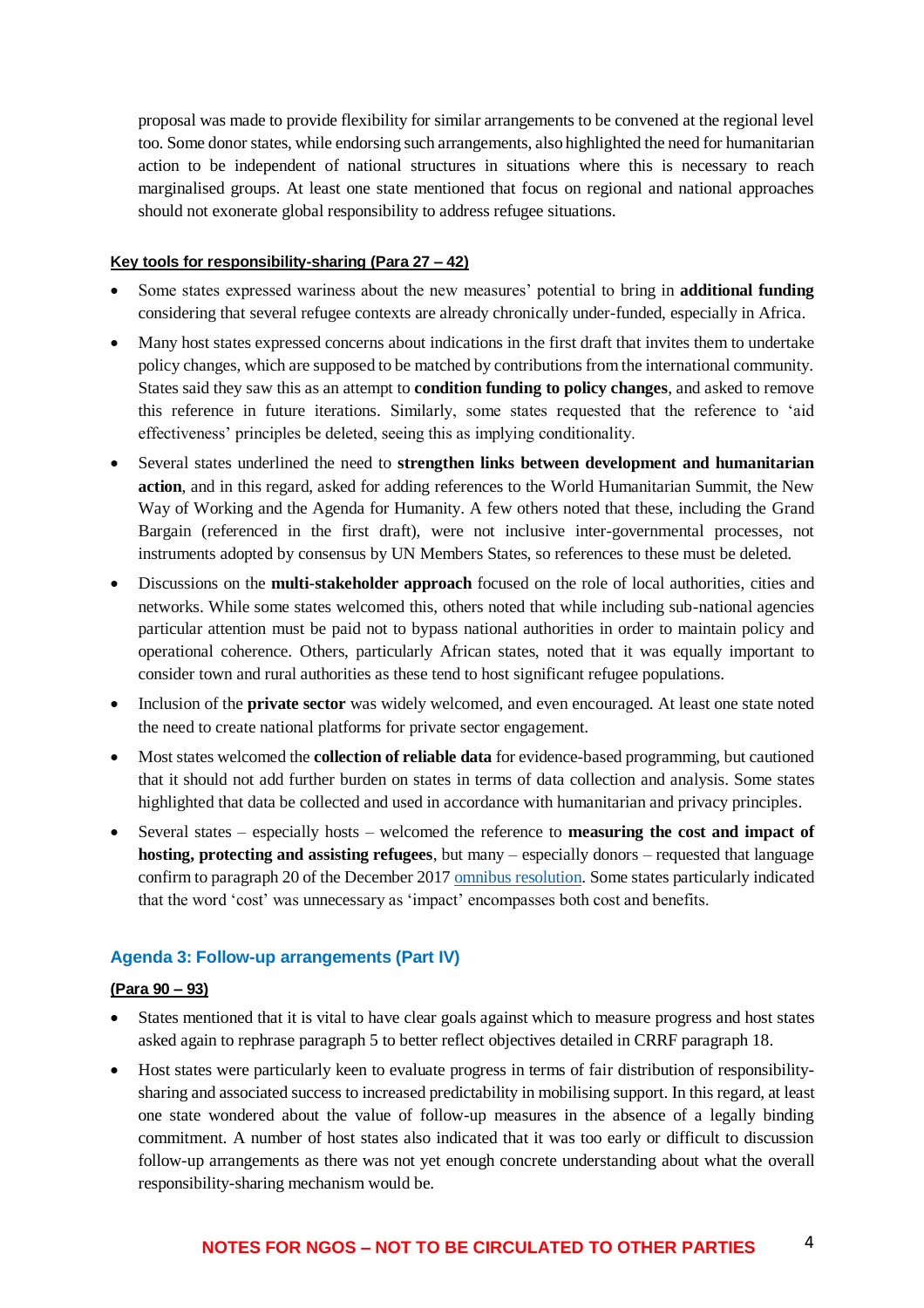proposal was made to provide flexibility for similar arrangements to be convened at the regional level too. Some donor states, while endorsing such arrangements, also highlighted the need for humanitarian action to be independent of national structures in situations where this is necessary to reach marginalised groups. At least one state mentioned that focus on regional and national approaches should not exonerate global responsibility to address refugee situations.

**Key tools for responsibility-sharing (Para 27 – 42)**

- Some states expressed wariness about the new measures' potential to bring in **additional funding** considering that several refugee contexts are already chronically under-funded, especially in Africa.
- Many host states expressed concerns about indications in the first draft that invites them to undertake policy changes, which are supposed to be matched by contributions from the international community. States said they saw this as an attempt to **condition funding to policy changes**, and asked to remove this reference in future iterations. Similarly, some states requested that the reference to 'aid effectiveness' principles be deleted, seeing this as implying conditionality.
- Several states underlined the need to **strengthen links between development and humanitarian action**, and in this regard, asked for adding references to the World Humanitarian Summit, the New Way of Working and the Agenda for Humanity. A few others noted that these, including the Grand Bargain (referenced in the first draft), were not inclusive inter-governmental processes, not instruments adopted by consensus by UN Members States, so references to these must be deleted.
- Discussions on the **multi-stakeholder approach** focused on the role of local authorities, cities and networks. While some states welcomed this, others noted that while including sub-national agencies particular attention must be paid not to bypass national authorities in order to maintain policy and operational coherence. Others, particularly African states, noted that it was equally important to consider town and rural authorities as these tend to host significant refugee populations.
- Inclusion of the **private sector** was widely welcomed, and even encouraged. At least one state noted the need to create national platforms for private sector engagement.
- Most states welcomed the **collection of reliable data** for evidence-based programming, but cautioned that it should not add further burden on states in terms of data collection and analysis. Some states highlighted that data be collected and used in accordance with humanitarian and privacy principles.
- Several states – especially hosts – welcomed the reference to **measuring the cost and impact of hosting, protecting and assisting refugees**, but many – especially donors – requested that language confirm to paragraph 20 of the December 2017 omnibus resolution. Some states particularly indicated that the word 'cost' was unnecessary as 'impact' encompasses both cost and benefits.

## Agenda 3: Follow-up arrangements (Part IV)

**(Para 90 – 93)**

- States mentioned that it is vital to have clear goals against which to measure progress and host states asked again to rephrase paragraph 5 to better reflect objectives detailed in CRRF paragraph 18.
- Host states were particularly keen to evaluate progress in terms of fair distribution of responsibility-sharing and associated success to increased predictability in mobilising support. In this regard, at least one state wondered about the value of follow-up measures in the absence of a legally binding commitment. A number of host states also indicated that it was too early or difficult to discussion follow-up arrangements as there was not yet enough concrete understanding about what the overall responsibility-sharing mechanism would be.

**NOTES FOR NGOS – NOT TO BE CIRCULATED TO OTHER PARTIES**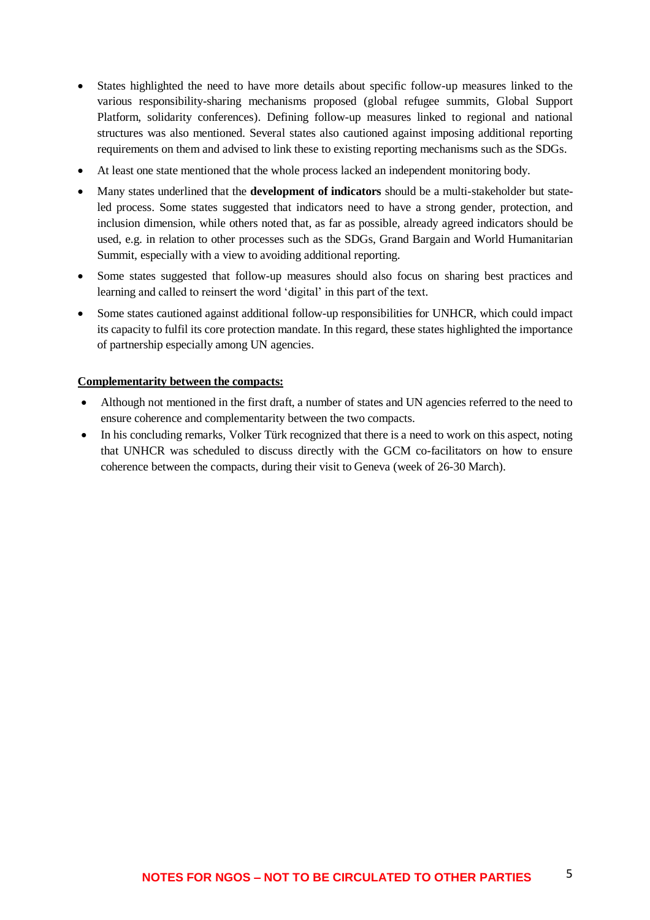- States highlighted the need to have more details about specific follow-up measures linked to the various responsibility-sharing mechanisms proposed (global refugee summits, Global Support Platform, solidarity conferences). Defining follow-up measures linked to regional and national structures was also mentioned. Several states also cautioned against imposing additional reporting requirements on them and advised to link these to existing reporting mechanisms such as the SDGs.
- At least one state mentioned that the whole process lacked an independent monitoring body.
- Many states underlined that the **development of indicators** should be a multi-stakeholder but state-led process. Some states suggested that indicators need to have a strong gender, protection, and inclusion dimension, while others noted that, as far as possible, already agreed indicators should be used, e.g. in relation to other processes such as the SDGs, Grand Bargain and World Humanitarian Summit, especially with a view to avoiding additional reporting.
- Some states suggested that follow-up measures should also focus on sharing best practices and learning and called to reinsert the word 'digital' in this part of the text.
- Some states cautioned against additional follow-up responsibilities for UNHCR, which could impact its capacity to fulfil its core protection mandate. In this regard, these states highlighted the importance of partnership especially among UN agencies.

**Complementarity between the compacts:**

- Although not mentioned in the first draft, a number of states and UN agencies referred to the need to ensure coherence and complementarity between the two compacts.
- In his concluding remarks, Volker Türk recognized that there is a need to work on this aspect, noting that UNHCR was scheduled to discuss directly with the GCM co-facilitators on how to ensure coherence between the compacts, during their visit to Geneva (week of 26-30 March).

NOTES FOR NGOS – NOT TO BE CIRCULATED TO OTHER PARTIES